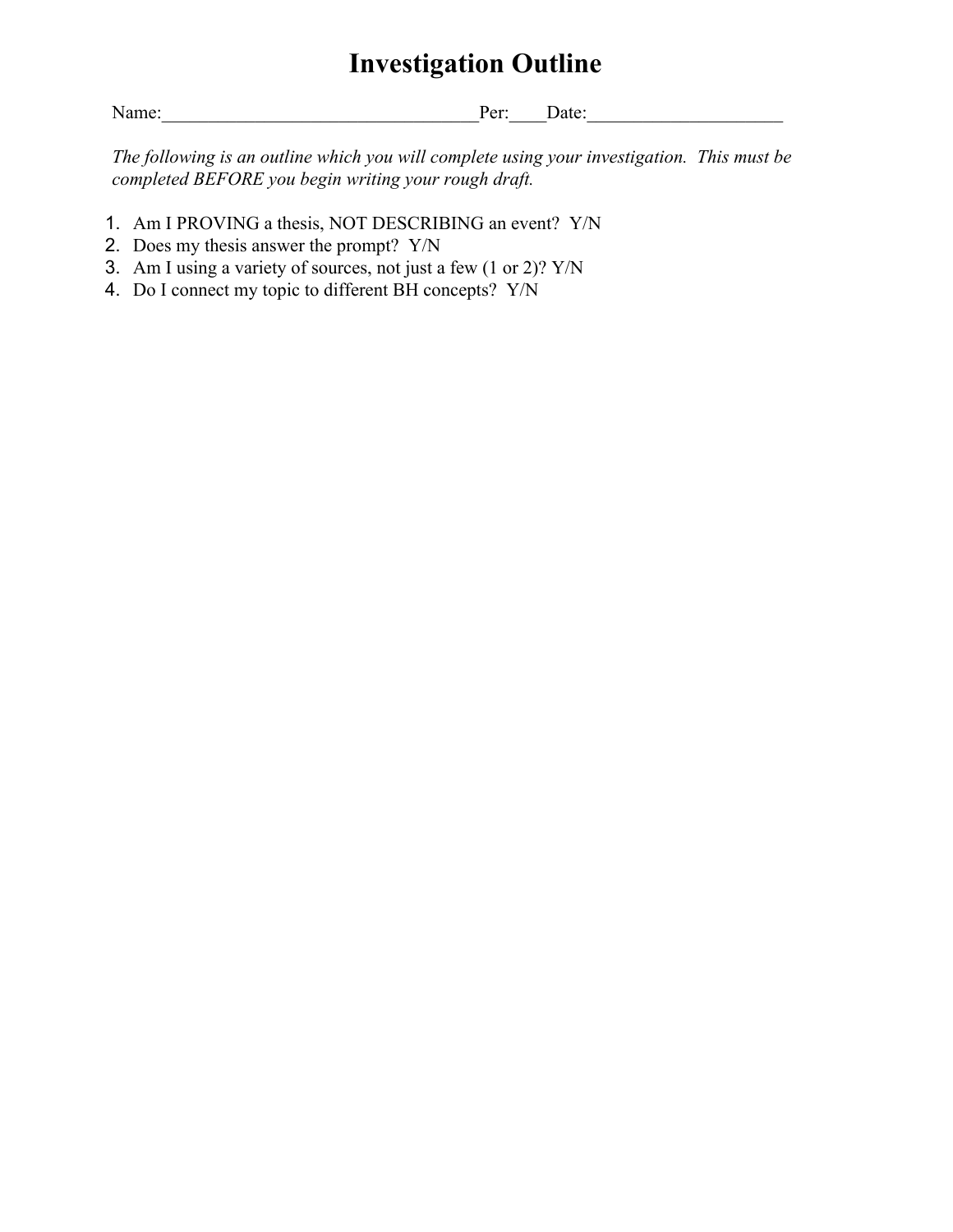# Investigation Outline

Name:_________________________________Per:____Date:____________________

*The following is an outline which you will complete using your investigation. This must be completed BEFORE you begin writing your rough draft.*

1. Am I PROVING a thesis, NOT DESCRIBING an event? Y/N
2. Does my thesis answer the prompt? Y/N
3. Am I using a variety of sources, not just a few (1 or 2)? Y/N
4. Do I connect my topic to different BH concepts? Y/N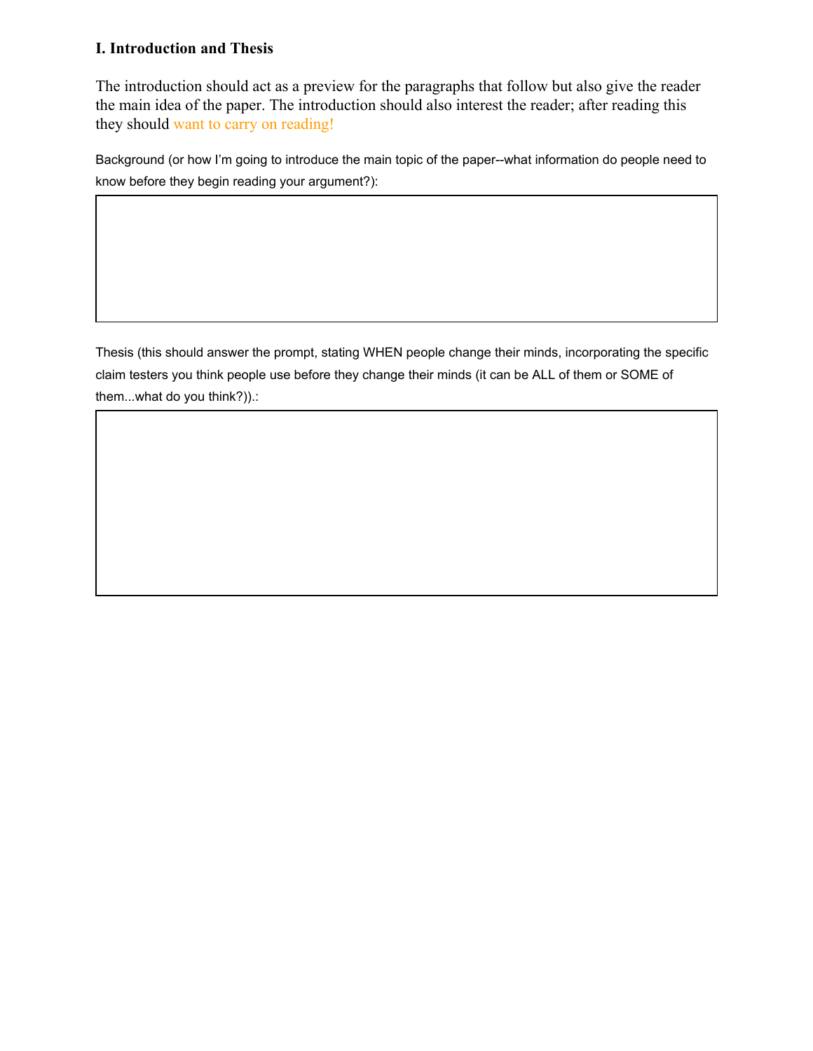### I. Introduction and Thesis

The introduction should act as a preview for the paragraphs that follow but also give the reader the main idea of the paper. The introduction should also interest the reader; after reading this they should want to carry on reading!

Background (or how I'm going to introduce the main topic of the paper--what information do people need to know before they begin reading your argument?):

| |
|---|
| |

Thesis (this should answer the prompt, stating WHEN people change their minds, incorporating the specific claim testers you think people use before they change their minds (it can be ALL of them or SOME of them...what do you think?)).:

| |
|---|
| |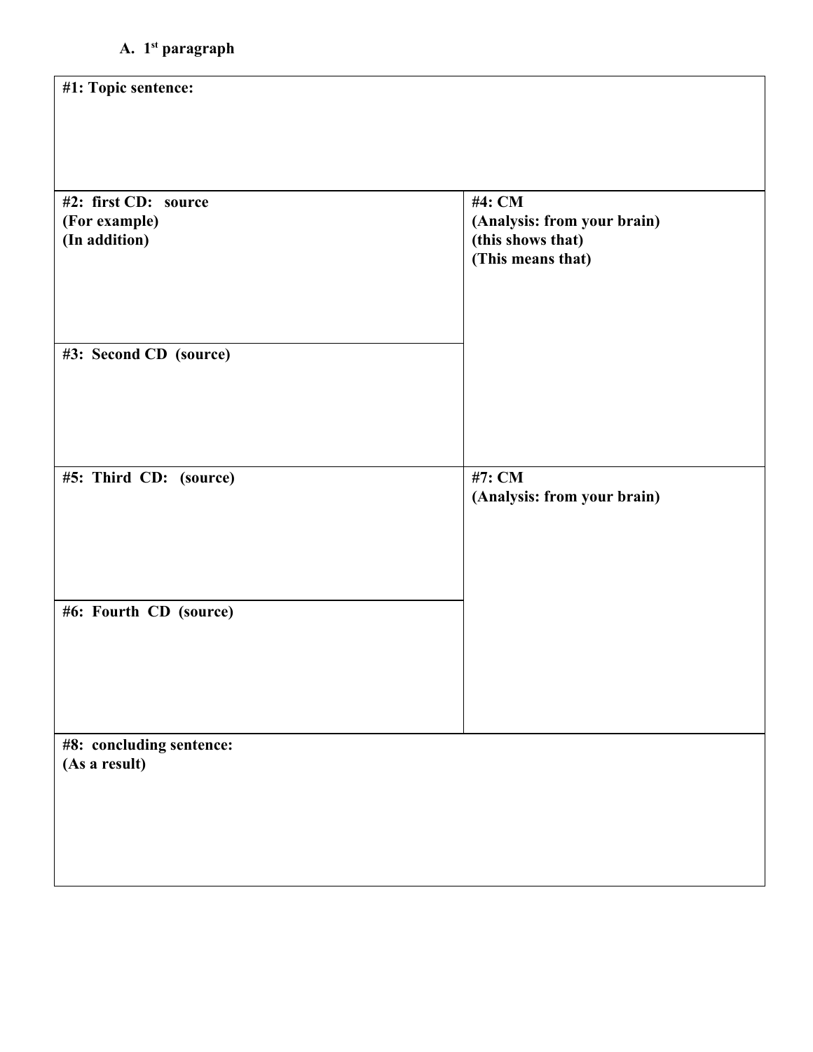A. 1st paragraph

| #1: Topic sentence: | |
|---|---|
| #2: first CD: source<br>(For example)<br>(In addition) | #4: CM<br>(Analysis: from your brain)<br>(this shows that)<br>(This means that) |
| #3: Second CD (source) | |
| #5: Third CD: (source) | #7: CM<br>(Analysis: from your brain) |
| #6: Fourth CD (source) | |
| #8: concluding sentence:<br>(As a result) | |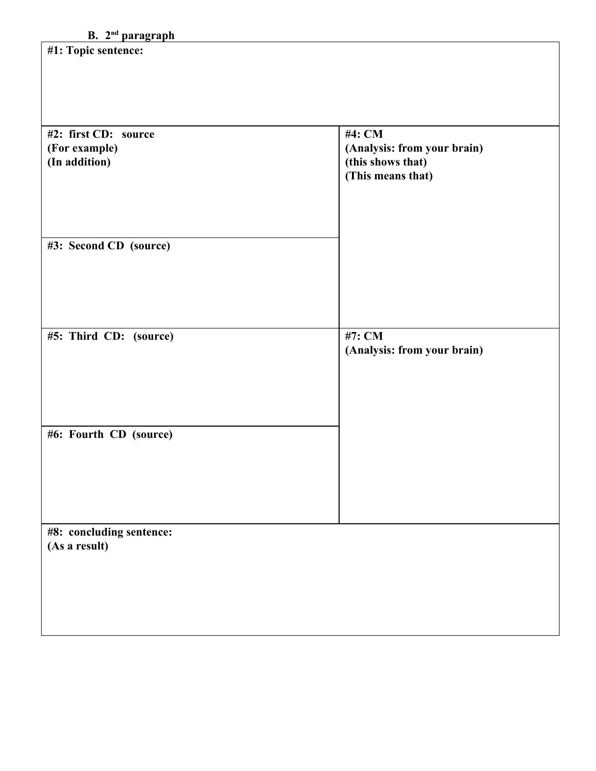**B. 2nd paragraph**

| #1: Topic sentence: | |
|---|---|
| **#2: first CD: source**<br>**(For example)**<br>**(In addition)** | **#4: CM**<br>**(Analysis: from your brain)**<br>**(this shows that)**<br>**(This means that)** |
| **#3: Second CD (source)** | |
| **#5: Third CD: (source)** | **#7: CM**<br>**(Analysis: from your brain)** |
| **#6: Fourth CD (source)** | |
| **#8: concluding sentence:**<br>**(As a result)** | |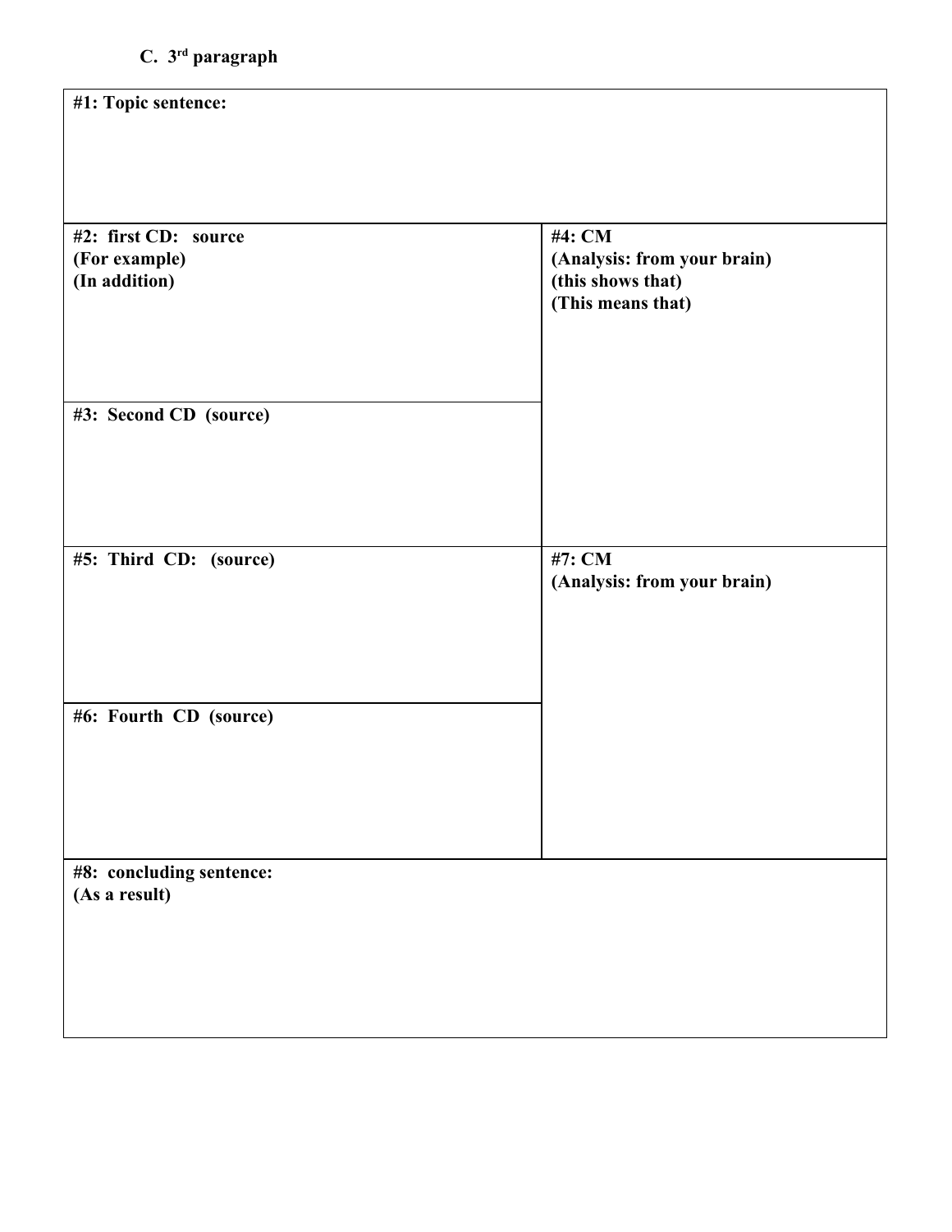### C. 3rd paragraph

| #1: Topic sentence: | |
|---|---|
| **#2: first CD: source**<br>**(For example)**<br>**(In addition)** | **#4: CM**<br>**(Analysis: from your brain)**<br>**(this shows that)**<br>**(This means that)** |
| **#3: Second CD (source)** | |
| **#5: Third CD: (source)** | **#7: CM**<br>**(Analysis: from your brain)** |
| **#6: Fourth CD (source)** | |
| **#8: concluding sentence:**<br>**(As a result)** | |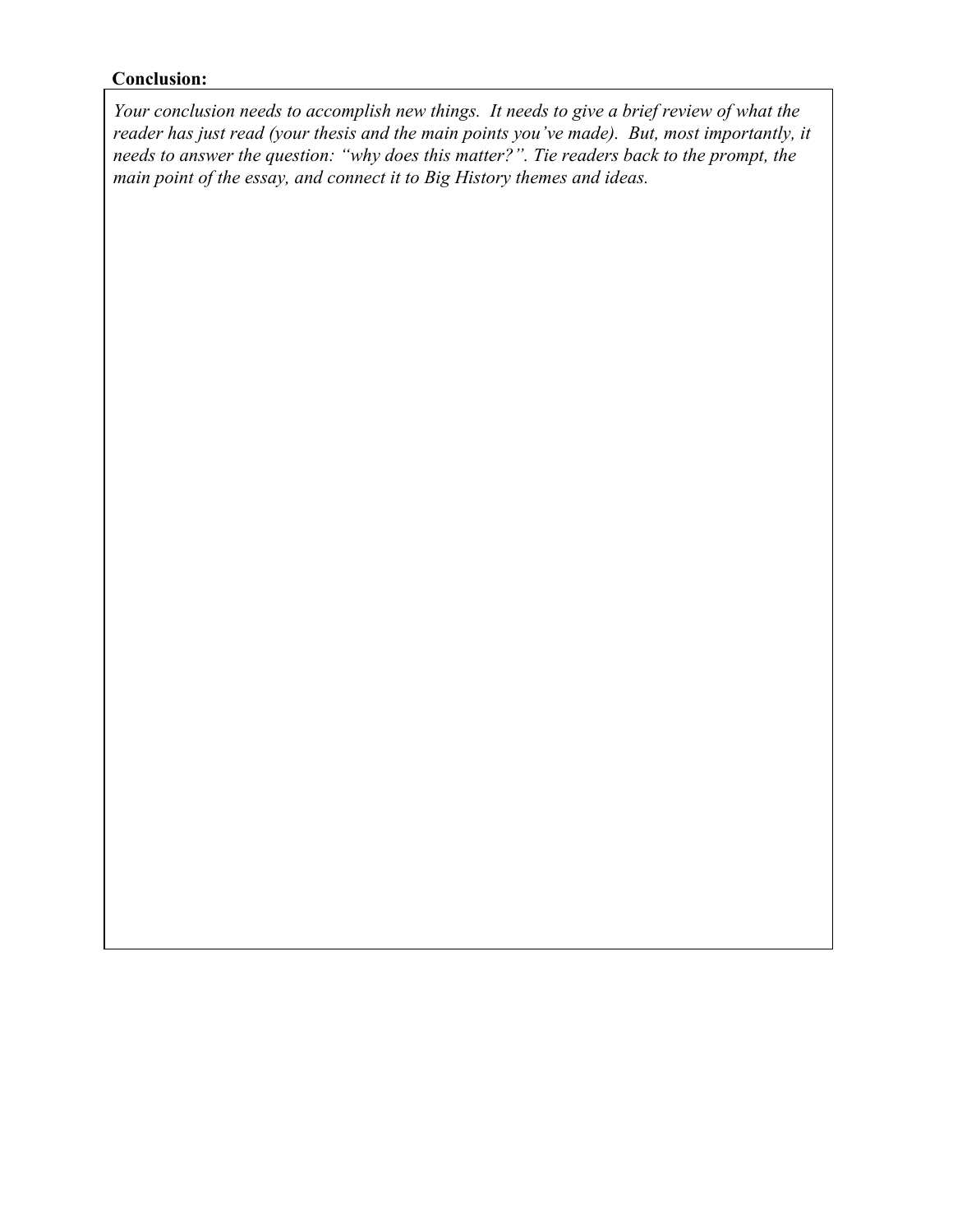**Conclusion:**

*Your conclusion needs to accomplish new things. It needs to give a brief review of what the reader has just read (your thesis and the main points you've made). But, most importantly, it needs to answer the question: "why does this matter?". Tie readers back to the prompt, the main point of the essay, and connect it to Big History themes and ideas.*